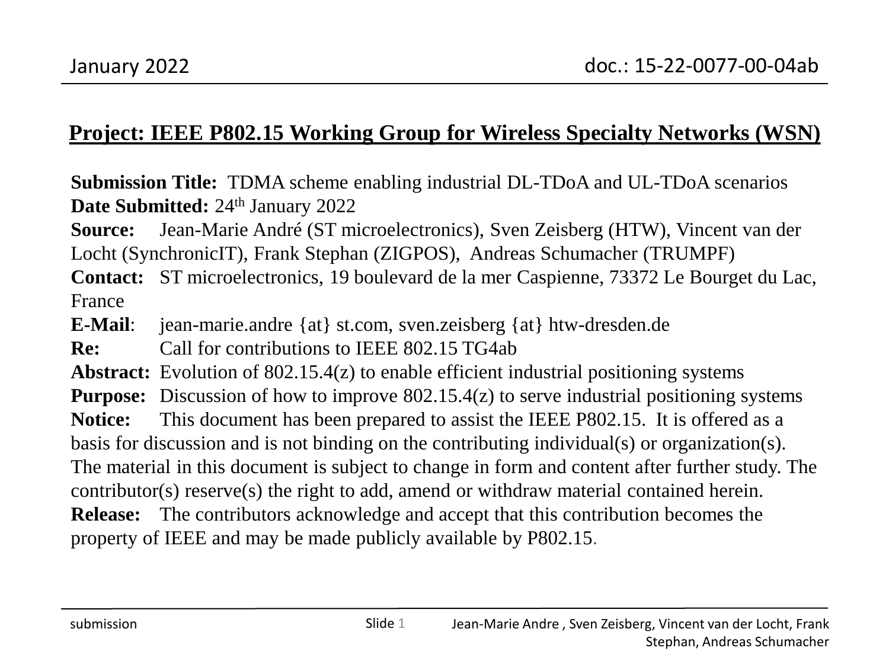**Project: IEEE P802.15 Working Group for Wireless Specialty Networks (WSN)**

**Submission Title:** TDMA scheme enabling industrial DL-TDoA and UL-TDoA scenarios
**Date Submitted:** 24th January 2022
**Source:** Jean-Marie André (ST microelectronics), Sven Zeisberg (HTW), Vincent van der Locht (SynchronicIT), Frank Stephan (ZIGPOS), Andreas Schumacher (TRUMPF)
**Contact:** ST microelectronics, 19 boulevard de la mer Caspienne, 73372 Le Bourget du Lac, France
**E-Mail:** jean-marie.andre {at} st.com, sven.zeisberg {at} htw-dresden.de
**Re:** Call for contributions to IEEE 802.15 TG4ab
**Abstract:** Evolution of 802.15.4(z) to enable efficient industrial positioning systems
**Purpose:** Discussion of how to improve 802.15.4(z) to serve industrial positioning systems
**Notice:** This document has been prepared to assist the IEEE P802.15. It is offered as a basis for discussion and is not binding on the contributing individual(s) or organization(s). The material in this document is subject to change in form and content after further study. The contributor(s) reserve(s) the right to add, amend or withdraw material contained herein.
**Release:** The contributors acknowledge and accept that this contribution becomes the property of IEEE and may be made publicly available by P802.15.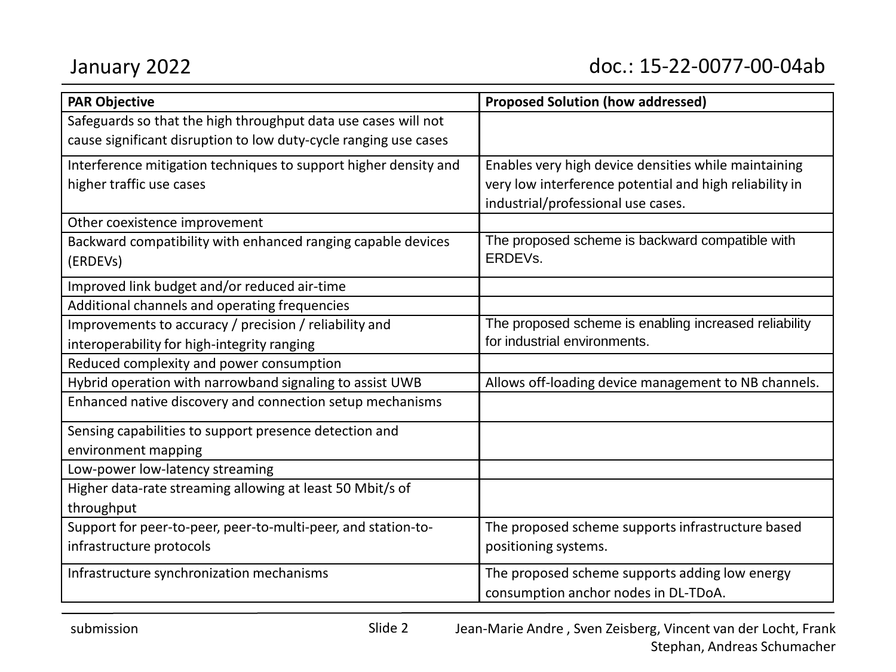| PAR Objective | Proposed Solution (how addressed) |
| --- | --- |
| Safeguards so that the high throughput data use cases will not cause significant disruption to low duty-cycle ranging use cases | |
| Interference mitigation techniques to support higher density and higher traffic use cases | Enables very high device densities while maintaining very low interference potential and high reliability in industrial/professional use cases. |
| Other coexistence improvement | |
| Backward compatibility with enhanced ranging capable devices (ERDEVs) | The proposed scheme is backward compatible with ERDEVs. |
| Improved link budget and/or reduced air-time | |
| Additional channels and operating frequencies | |
| Improvements to accuracy / precision / reliability and interoperability for high-integrity ranging | The proposed scheme is enabling increased reliability for industrial environments. |
| Reduced complexity and power consumption | |
| Hybrid operation with narrowband signaling to assist UWB | Allows off-loading device management to NB channels. |
| Enhanced native discovery and connection setup mechanisms | |
| Sensing capabilities to support presence detection and environment mapping | |
| Low-power low-latency streaming | |
| Higher data-rate streaming allowing at least 50 Mbit/s of throughput | |
| Support for peer-to-peer, peer-to-multi-peer, and station-to-infrastructure protocols | The proposed scheme supports infrastructure based positioning systems. |
| Infrastructure synchronization mechanisms | The proposed scheme supports adding low energy consumption anchor nodes in DL-TDoA. |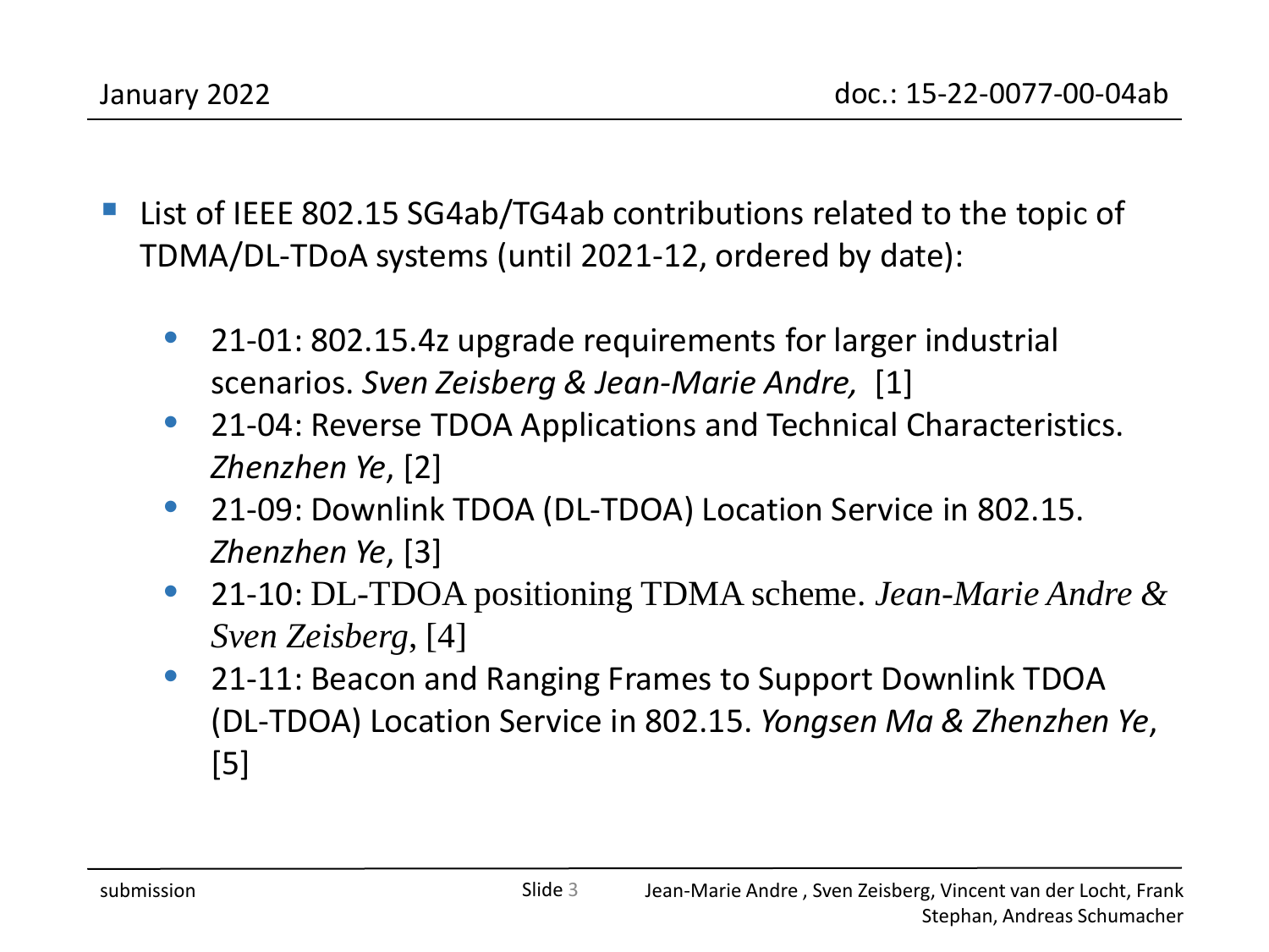- List of IEEE 802.15 SG4ab/TG4ab contributions related to the topic of TDMA/DL-TDoA systems (until 2021-12, ordered by date):

  - 21-01: 802.15.4z upgrade requirements for larger industrial scenarios. *Sven Zeisberg & Jean-Marie Andre,* [1]
  - 21-04: Reverse TDOA Applications and Technical Characteristics. *Zhenzhen Ye*, [2]
  - 21-09: Downlink TDOA (DL-TDOA) Location Service in 802.15. *Zhenzhen Ye*, [3]
  - 21-10: DL-TDOA positioning TDMA scheme. *Jean-Marie Andre & Sven Zeisberg*, [4]
  - 21-11: Beacon and Ranging Frames to Support Downlink TDOA (DL-TDOA) Location Service in 802.15. *Yongsen Ma & Zhenzhen Ye*, [5]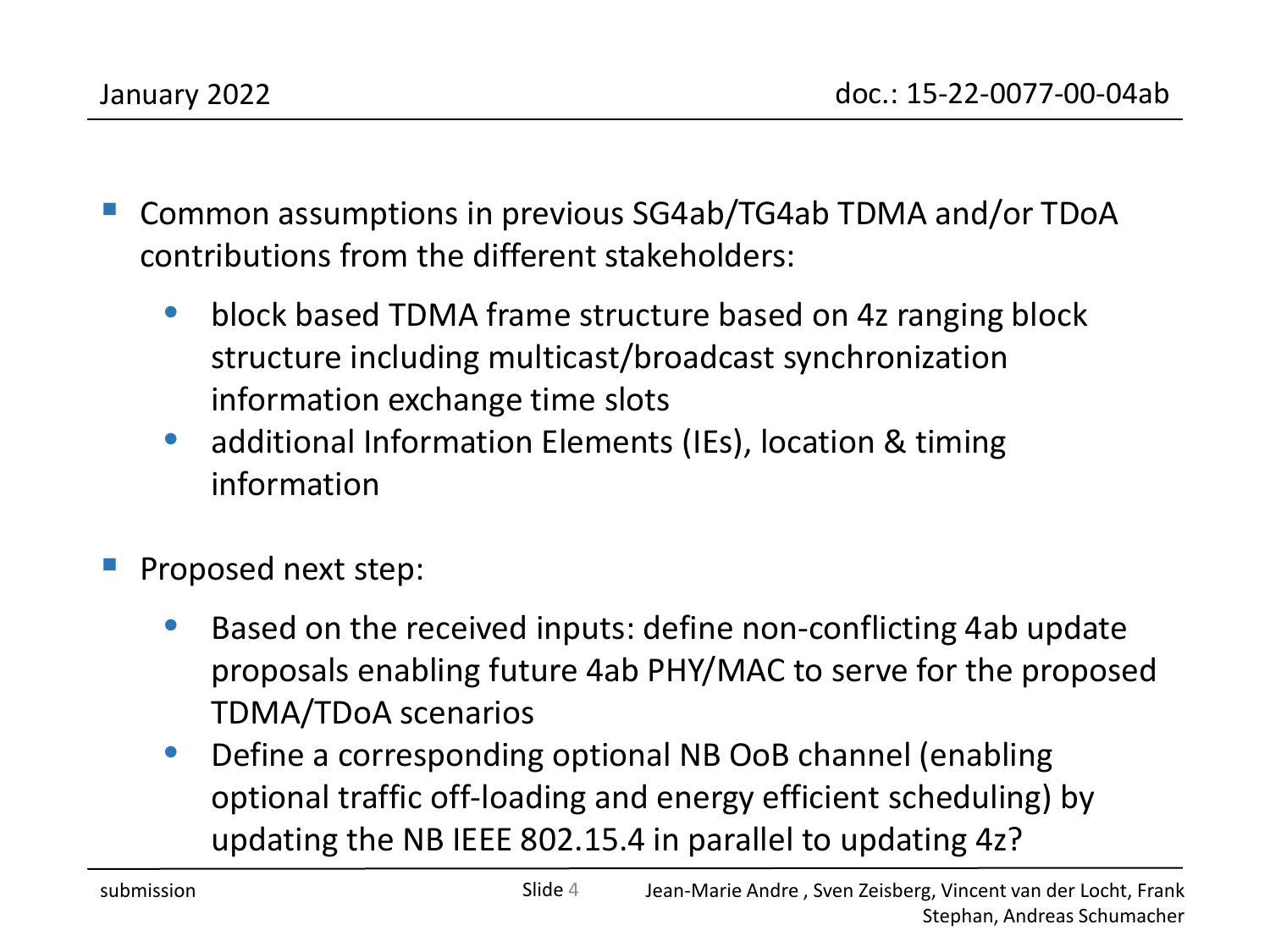- Common assumptions in previous SG4ab/TG4ab TDMA and/or TDoA contributions from the different stakeholders:
  - block based TDMA frame structure based on 4z ranging block structure including multicast/broadcast synchronization information exchange time slots
  - additional Information Elements (IEs), location & timing information

- Proposed next step:
  - Based on the received inputs: define non-conflicting 4ab update proposals enabling future 4ab PHY/MAC to serve for the proposed TDMA/TDoA scenarios
  - Define a corresponding optional NB OoB channel (enabling optional traffic off-loading and energy efficient scheduling) by updating the NB IEEE 802.15.4 in parallel to updating 4z?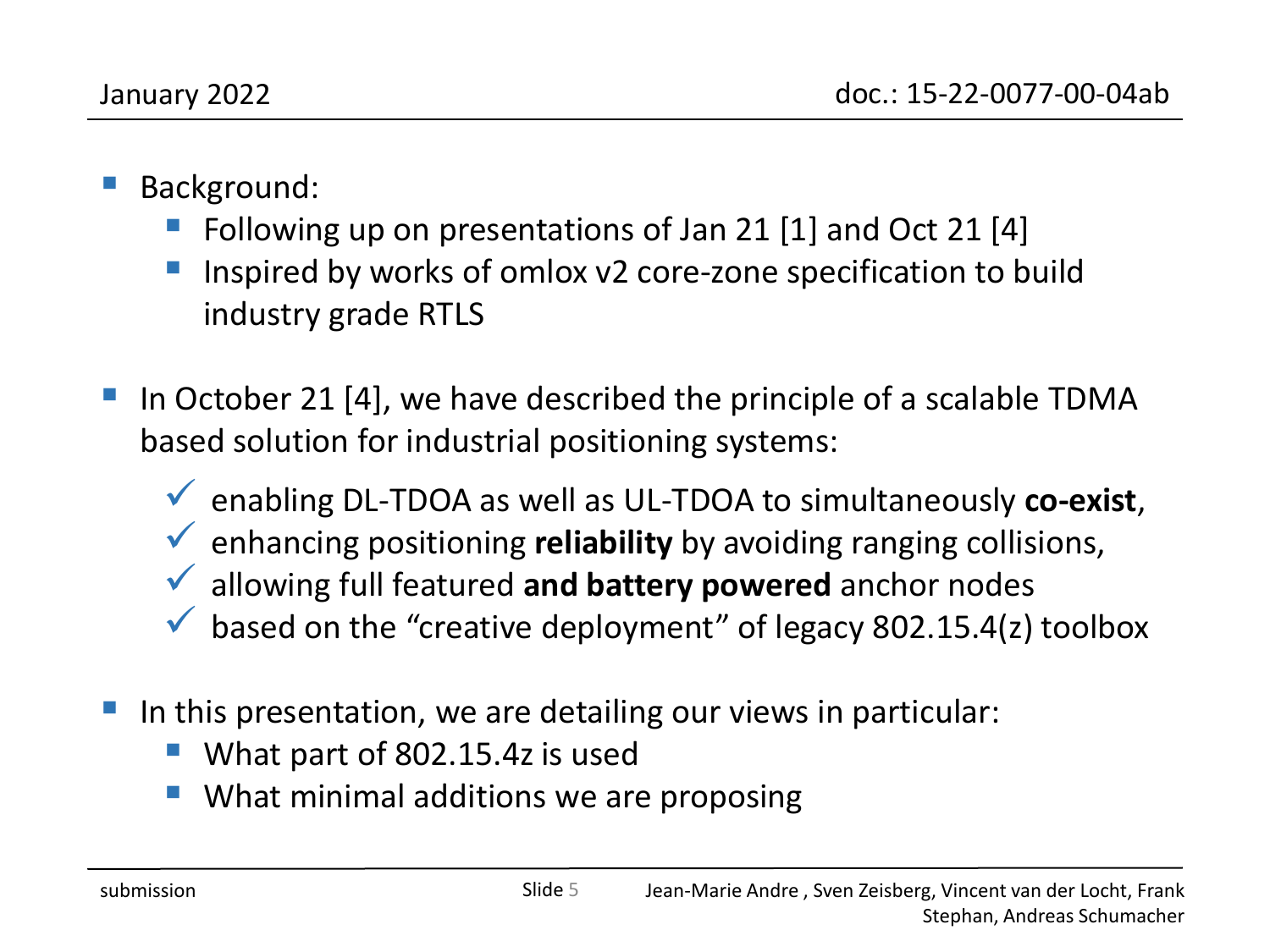- Background:
  - Following up on presentations of Jan 21 [1] and Oct 21 [4]
  - Inspired by works of omlox v2 core-zone specification to build industry grade RTLS

- In October 21 [4], we have described the principle of a scalable TDMA based solution for industrial positioning systems:
  - ✓ enabling DL-TDOA as well as UL-TDOA to simultaneously **co-exist**,
  - ✓ enhancing positioning **reliability** by avoiding ranging collisions,
  - ✓ allowing full featured **and battery powered** anchor nodes
  - ✓ based on the "creative deployment" of legacy 802.15.4(z) toolbox

- In this presentation, we are detailing our views in particular:
  - What part of 802.15.4z is used
  - What minimal additions we are proposing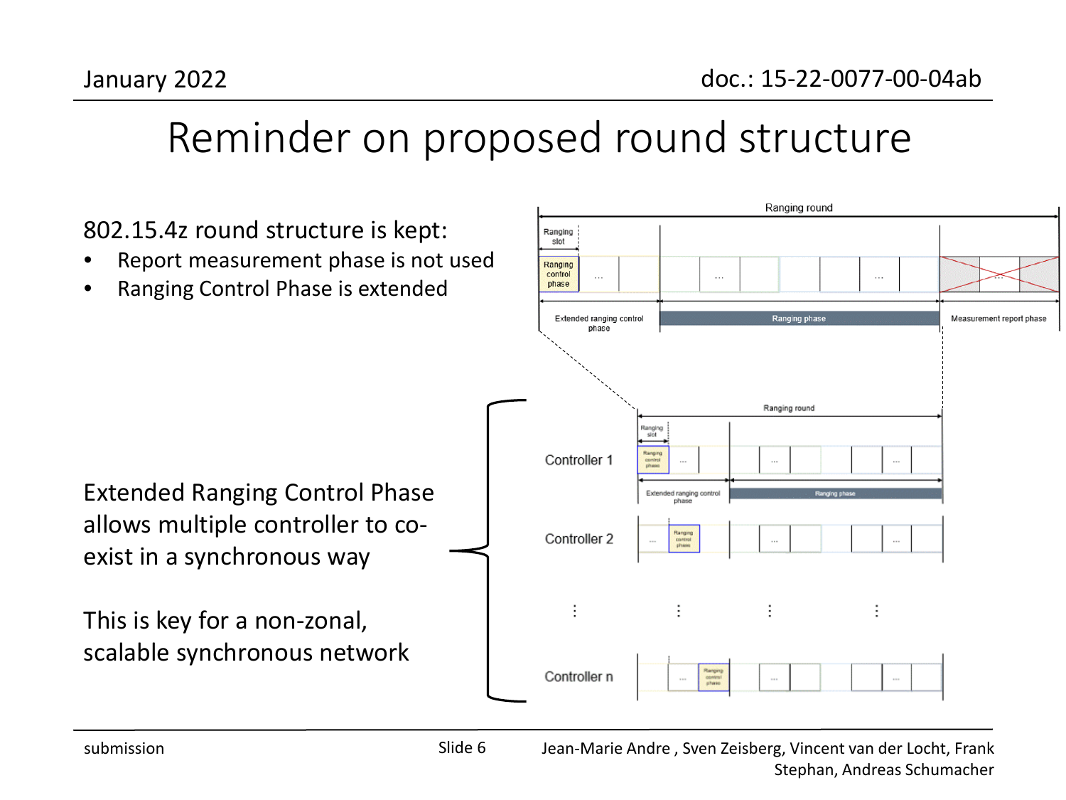# Reminder on proposed round structure

802.15.4z round structure is kept:

- Report measurement phase is not used
- Ranging Control Phase is extended

Extended Ranging Control Phase allows multiple controller to co-exist in a synchronous way

This is key for a non-zonal, scalable synchronous network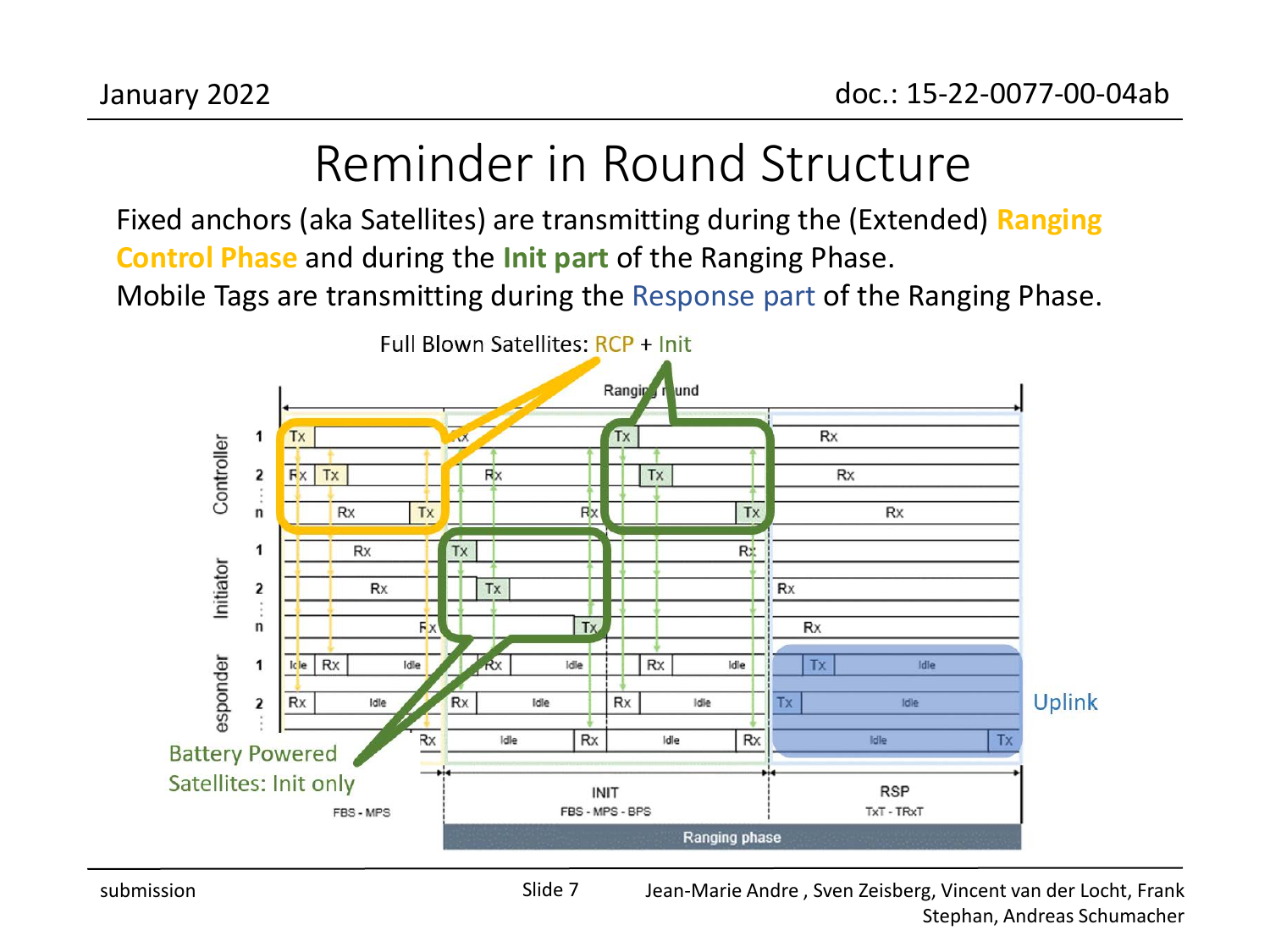# Reminder in Round Structure

Fixed anchors (aka Satellites) are transmitting during the (Extended) **Ranging Control Phase** and during the **Init part** of the Ranging Phase.

Mobile Tags are transmitting during the Response part of the Ranging Phase.

Full Blown Satellites: RCP + Init

Battery Powered Satellites: Init only

Uplink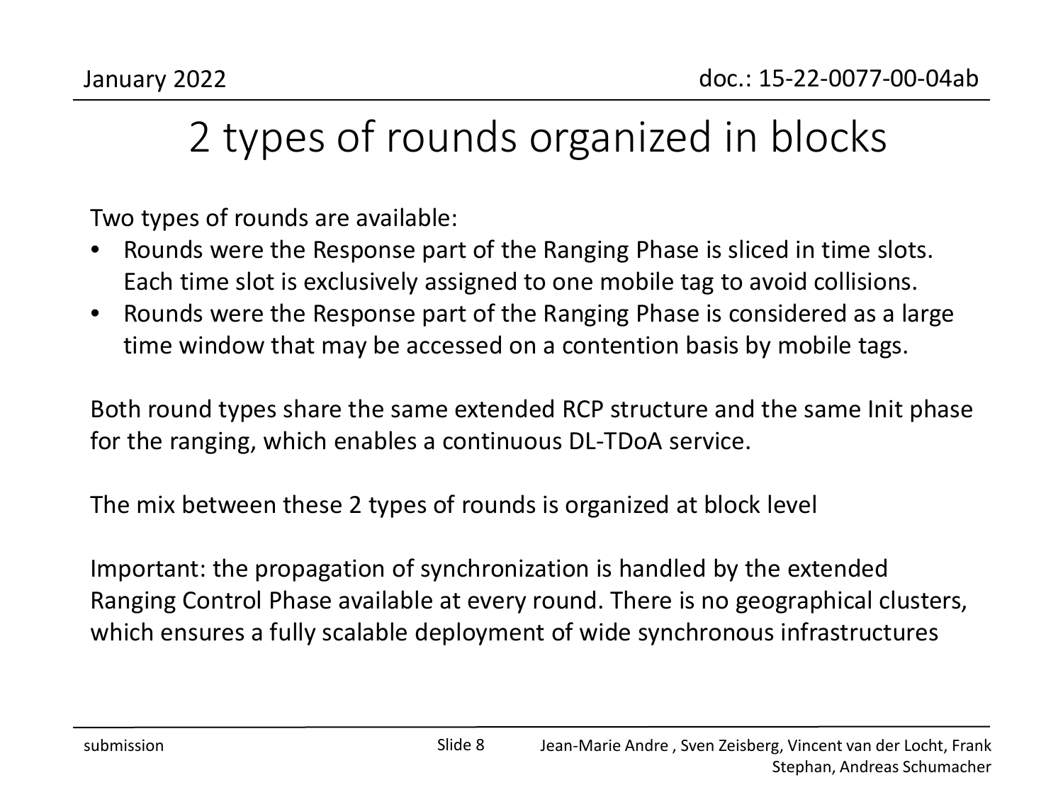# 2 types of rounds organized in blocks

Two types of rounds are available:

- Rounds were the Response part of the Ranging Phase is sliced in time slots. Each time slot is exclusively assigned to one mobile tag to avoid collisions.
- Rounds were the Response part of the Ranging Phase is considered as a large time window that may be accessed on a contention basis by mobile tags.

Both round types share the same extended RCP structure and the same Init phase for the ranging, which enables a continuous DL-TDoA service.

The mix between these 2 types of rounds is organized at block level

Important: the propagation of synchronization is handled by the extended Ranging Control Phase available at every round. There is no geographical clusters, which ensures a fully scalable deployment of wide synchronous infrastructures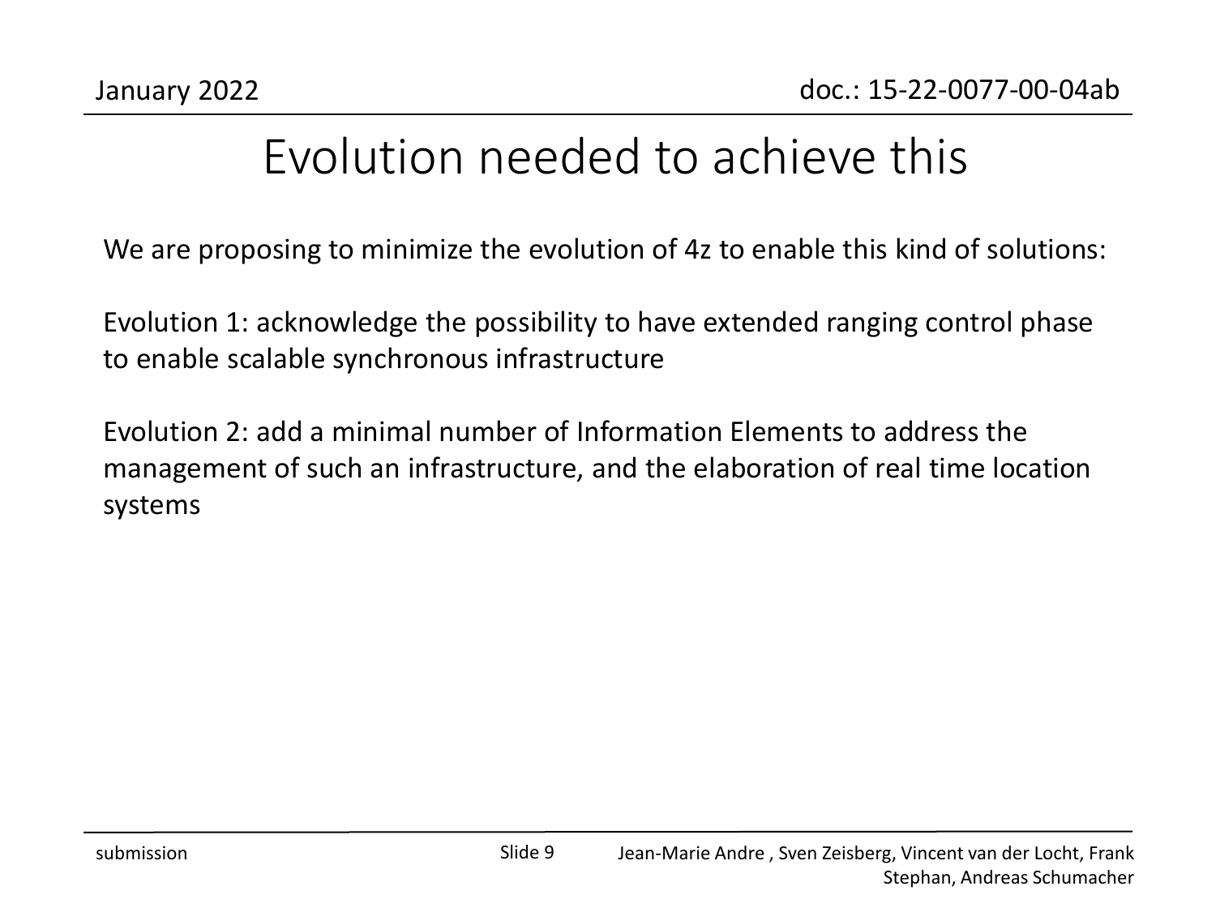# Evolution needed to achieve this

We are proposing to minimize the evolution of 4z to enable this kind of solutions:

Evolution 1: acknowledge the possibility to have extended ranging control phase to enable scalable synchronous infrastructure

Evolution 2: add a minimal number of Information Elements to address the management of such an infrastructure, and the elaboration of real time location systems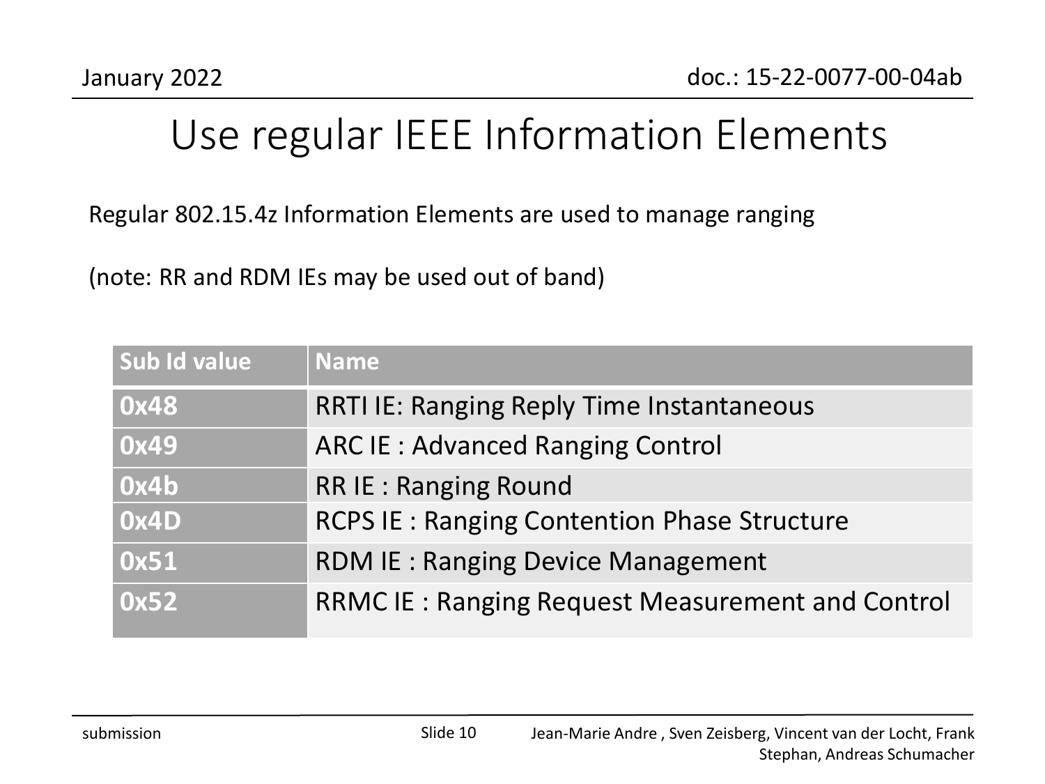# Use regular IEEE Information Elements

Regular 802.15.4z Information Elements are used to manage ranging

(note: RR and RDM IEs may be used out of band)

| Sub Id value | Name |
|---|---|
| **0x48** | RRTI IE: Ranging Reply Time Instantaneous |
| **0x49** | ARC IE : Advanced Ranging Control |
| **0x4b** | RR IE : Ranging Round |
| **0x4D** | RCPS IE : Ranging Contention Phase Structure |
| **0x51** | RDM IE : Ranging Device Management |
| **0x52** | RRMC IE : Ranging Request Measurement and Control |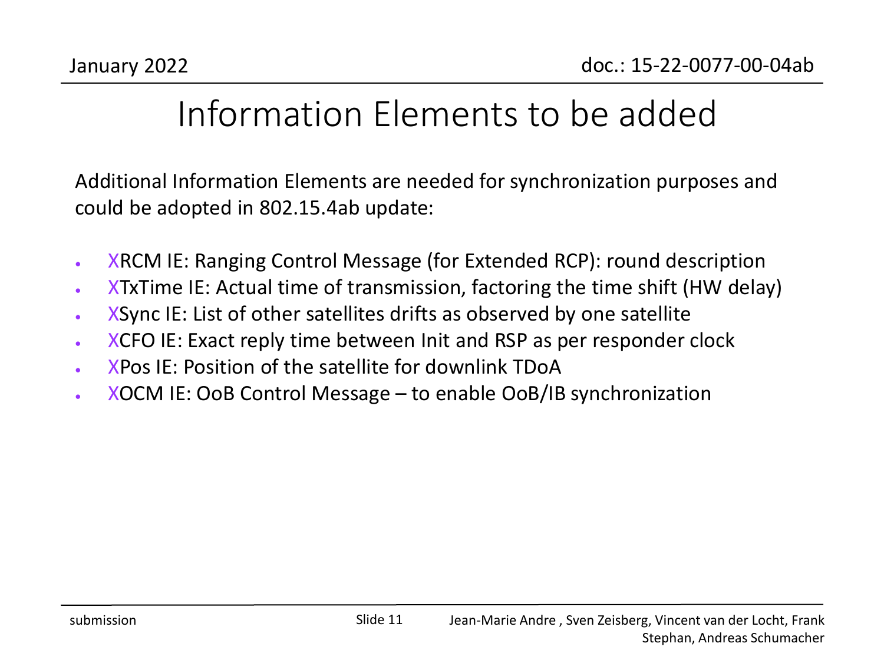# Information Elements to be added

Additional Information Elements are needed for synchronization purposes and could be adopted in 802.15.4ab update:

- XRCM IE: Ranging Control Message (for Extended RCP): round description
- XTxTime IE: Actual time of transmission, factoring the time shift (HW delay)
- XSync IE: List of other satellites drifts as observed by one satellite
- XCFO IE: Exact reply time between Init and RSP as per responder clock
- XPos IE: Position of the satellite for downlink TDoA
- XOCM IE: OoB Control Message – to enable OoB/IB synchronization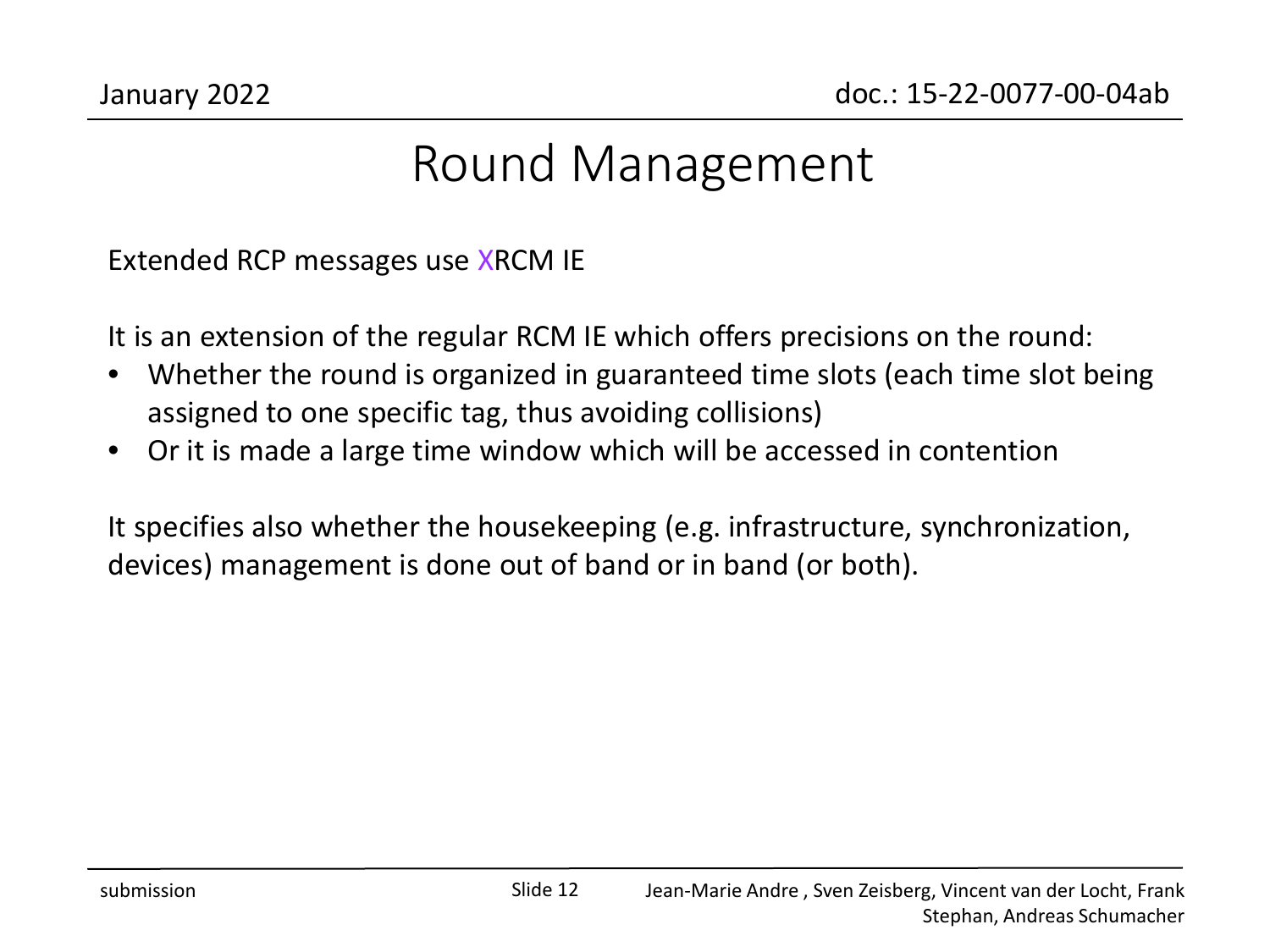# Round Management

Extended RCP messages use XRCM IE

It is an extension of the regular RCM IE which offers precisions on the round:

- Whether the round is organized in guaranteed time slots (each time slot being assigned to one specific tag, thus avoiding collisions)
- Or it is made a large time window which will be accessed in contention

It specifies also whether the housekeeping (e.g. infrastructure, synchronization, devices) management is done out of band or in band (or both).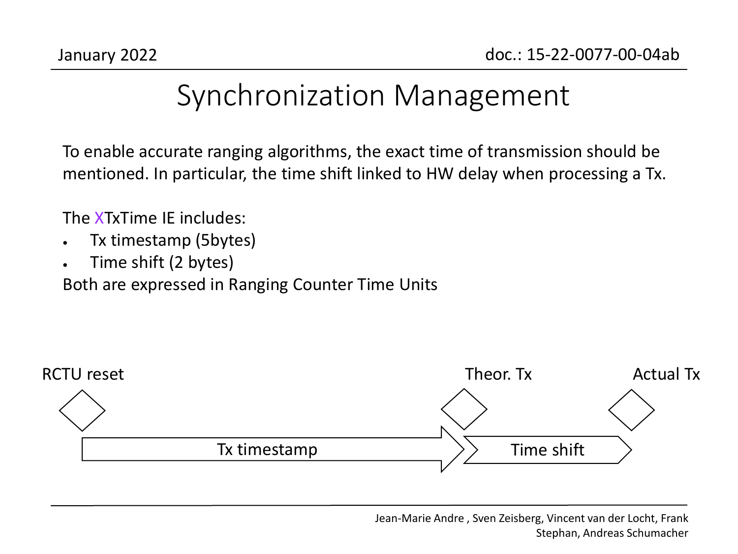# Synchronization Management

To enable accurate ranging algorithms, the exact time of transmission should be mentioned. In particular, the time shift linked to HW delay when processing a Tx.

The XTxTime IE includes:

- Tx timestamp (5bytes)
- Time shift (2 bytes)

Both are expressed in Ranging Counter Time Units

RCTU reset

Theor. Tx

Actual Tx

Tx timestamp

Time shift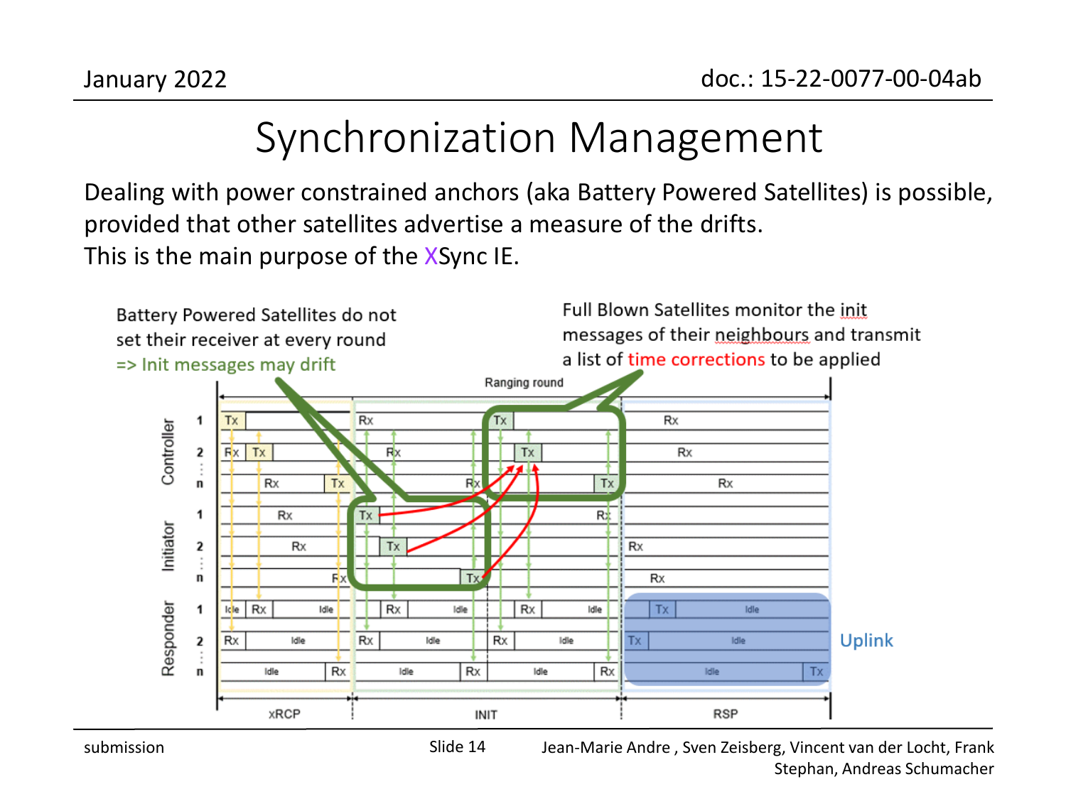# Synchronization Management

Dealing with power constrained anchors (aka Battery Powered Satellites) is possible, provided that other satellites advertise a measure of the drifts.
This is the main purpose of the XSync IE.

Battery Powered Satellites do not set their receiver at every round
=> Init messages may drift

Full Blown Satellites monitor the init messages of their neighbours and transmit a list of time corrections to be applied

Uplink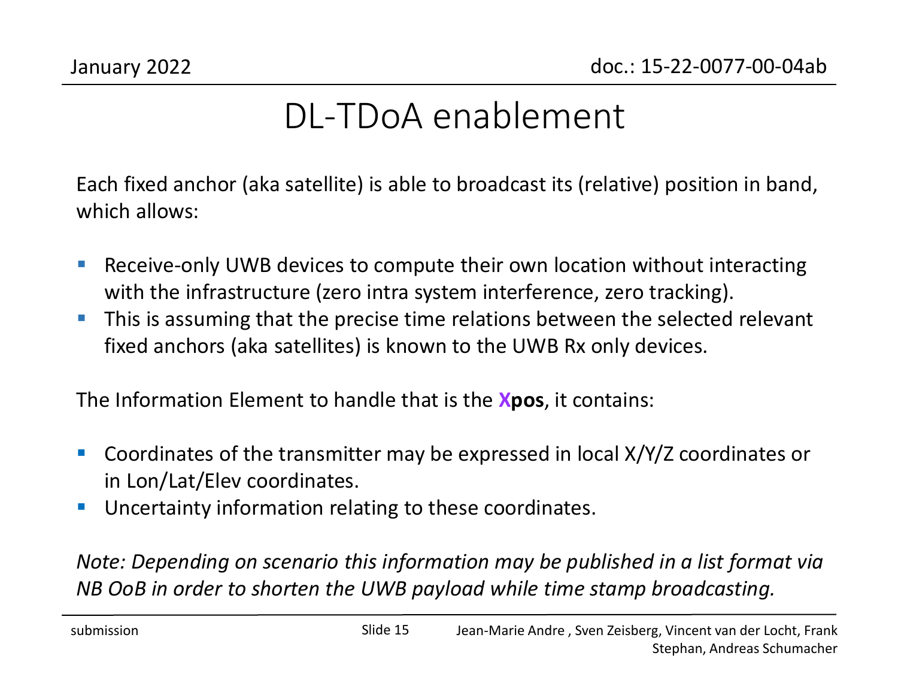# DL-TDoA enablement

Each fixed anchor (aka satellite) is able to broadcast its (relative) position in band, which allows:

- Receive-only UWB devices to compute their own location without interacting with the infrastructure (zero intra system interference, zero tracking).
- This is assuming that the precise time relations between the selected relevant fixed anchors (aka satellites) is known to the UWB Rx only devices.

The Information Element to handle that is the **Xpos**, it contains:

- Coordinates of the transmitter may be expressed in local X/Y/Z coordinates or in Lon/Lat/Elev coordinates.
- Uncertainty information relating to these coordinates.

*Note: Depending on scenario this information may be published in a list format via NB OoB in order to shorten the UWB payload while time stamp broadcasting.*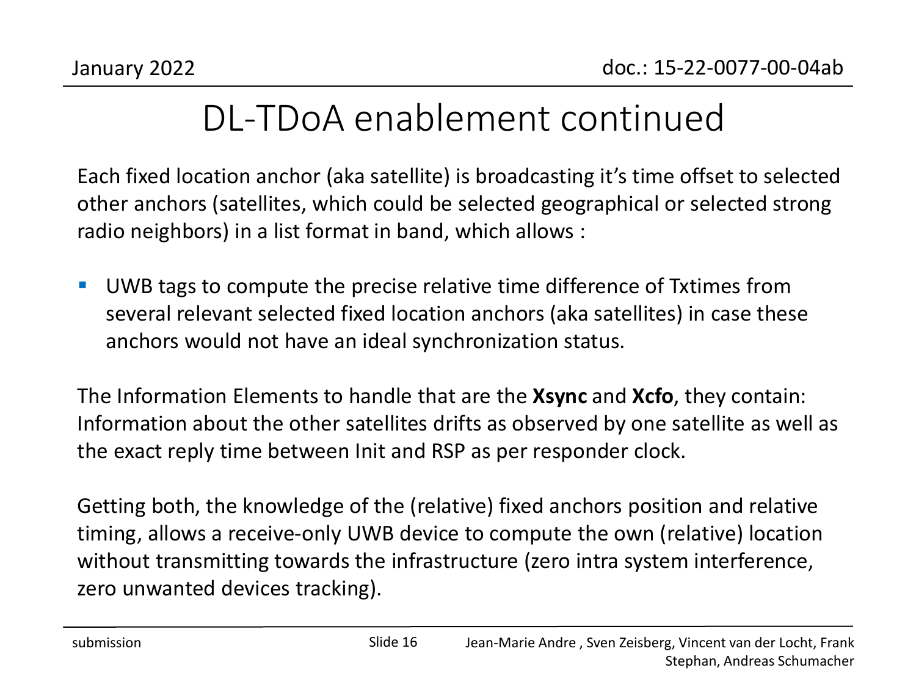# DL-TDoA enablement continued

Each fixed location anchor (aka satellite) is broadcasting it's time offset to selected other anchors (satellites, which could be selected geographical or selected strong radio neighbors) in a list format in band, which allows :

- UWB tags to compute the precise relative time difference of Txtimes from several relevant selected fixed location anchors (aka satellites) in case these anchors would not have an ideal synchronization status.

The Information Elements to handle that are the **Xsync** and **Xcfo**, they contain: Information about the other satellites drifts as observed by one satellite as well as the exact reply time between Init and RSP as per responder clock.

Getting both, the knowledge of the (relative) fixed anchors position and relative timing, allows a receive-only UWB device to compute the own (relative) location without transmitting towards the infrastructure (zero intra system interference, zero unwanted devices tracking).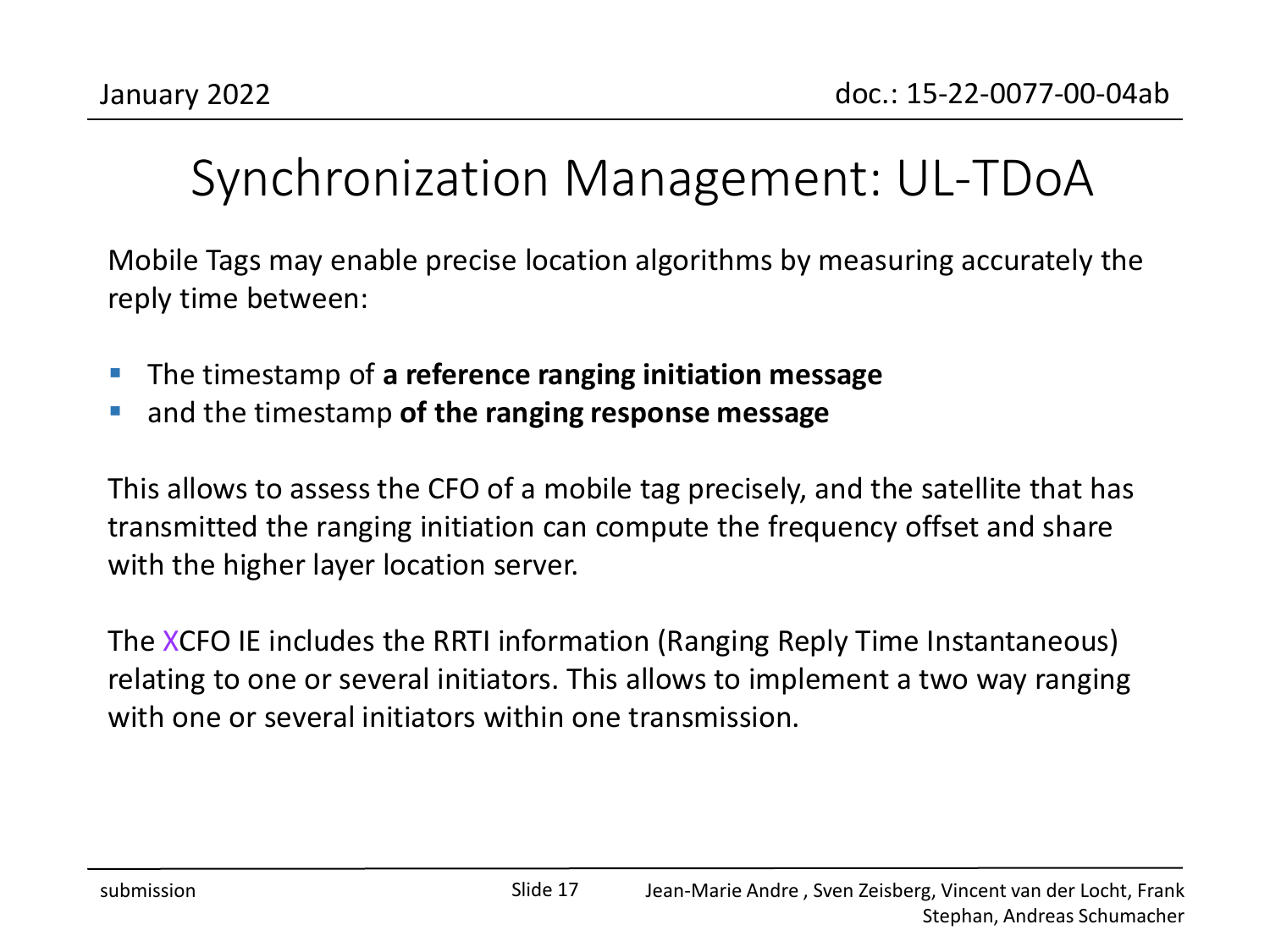# Synchronization Management: UL-TDoA

Mobile Tags may enable precise location algorithms by measuring accurately the reply time between:

- The timestamp of **a reference ranging initiation message**
- and the timestamp **of the ranging response message**

This allows to assess the CFO of a mobile tag precisely, and the satellite that has transmitted the ranging initiation can compute the frequency offset and share with the higher layer location server.

The XCFO IE includes the RRTI information (Ranging Reply Time Instantaneous) relating to one or several initiators. This allows to implement a two way ranging with one or several initiators within one transmission.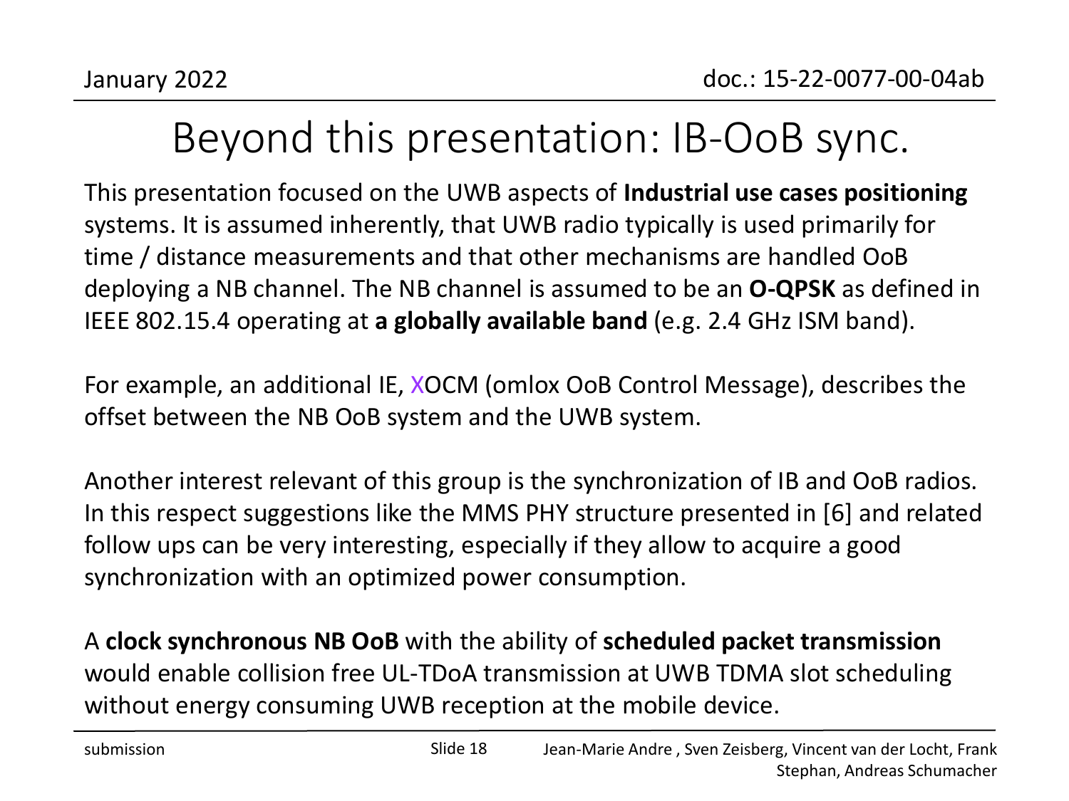# Beyond this presentation: IB-OoB sync.

This presentation focused on the UWB aspects of **Industrial use cases positioning** systems. It is assumed inherently, that UWB radio typically is used primarily for time / distance measurements and that other mechanisms are handled OoB deploying a NB channel. The NB channel is assumed to be an **O-QPSK** as defined in IEEE 802.15.4 operating at **a globally available band** (e.g. 2.4 GHz ISM band).

For example, an additional IE, XOCM (omlox OoB Control Message), describes the offset between the NB OoB system and the UWB system.

Another interest relevant of this group is the synchronization of IB and OoB radios. In this respect suggestions like the MMS PHY structure presented in [6] and related follow ups can be very interesting, especially if they allow to acquire a good synchronization with an optimized power consumption.

A **clock synchronous NB OoB** with the ability of **scheduled packet transmission** would enable collision free UL-TDoA transmission at UWB TDMA slot scheduling without energy consuming UWB reception at the mobile device.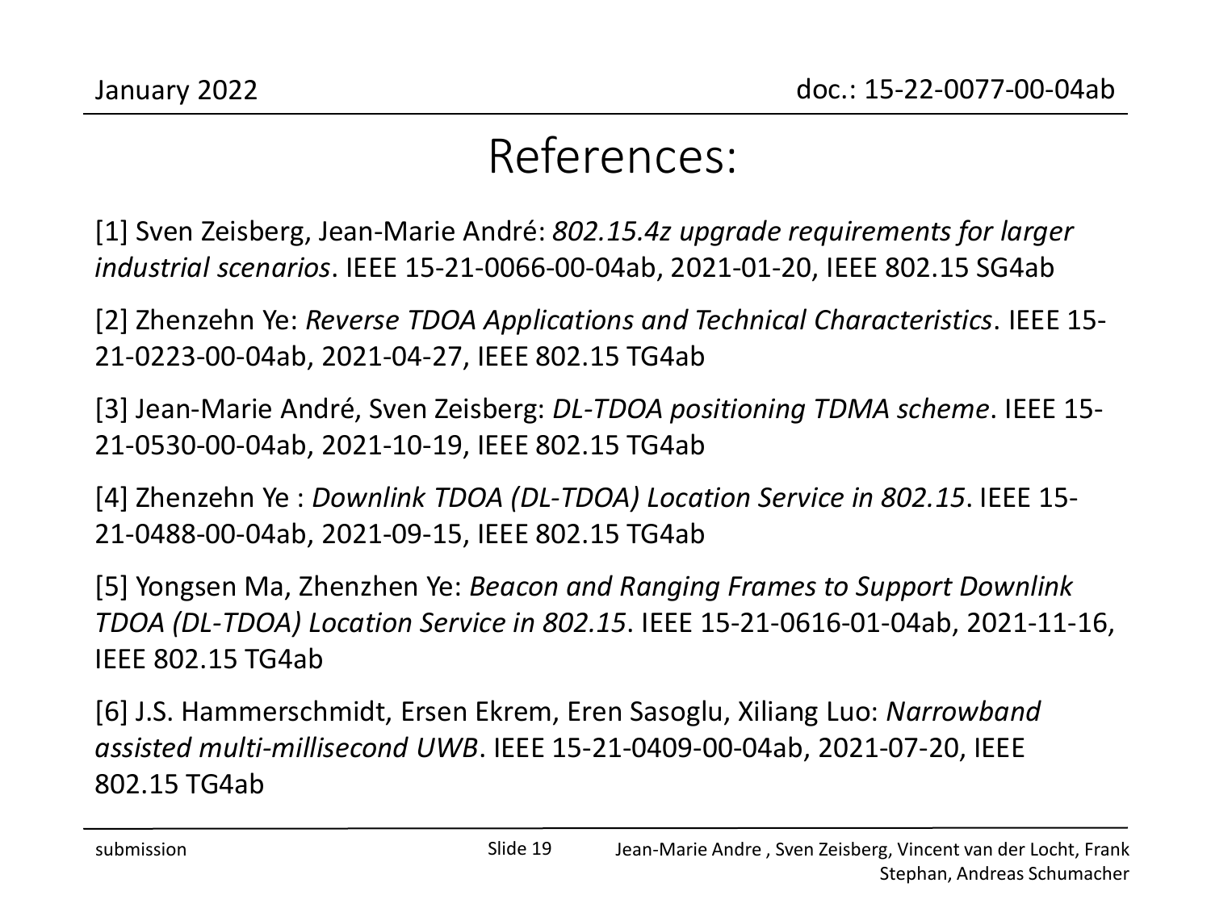# References:

[1] Sven Zeisberg, Jean-Marie André: *802.15.4z upgrade requirements for larger industrial scenarios*. IEEE 15-21-0066-00-04ab, 2021-01-20, IEEE 802.15 SG4ab

[2] Zhenzehn Ye: *Reverse TDOA Applications and Technical Characteristics*. IEEE 15-21-0223-00-04ab, 2021-04-27, IEEE 802.15 TG4ab

[3] Jean-Marie André, Sven Zeisberg: *DL-TDOA positioning TDMA scheme*. IEEE 15-21-0530-00-04ab, 2021-10-19, IEEE 802.15 TG4ab

[4] Zhenzehn Ye : *Downlink TDOA (DL-TDOA) Location Service in 802.15*. IEEE 15-21-0488-00-04ab, 2021-09-15, IEEE 802.15 TG4ab

[5] Yongsen Ma, Zhenzhen Ye: *Beacon and Ranging Frames to Support Downlink TDOA (DL-TDOA) Location Service in 802.15*. IEEE 15-21-0616-01-04ab, 2021-11-16, IEEE 802.15 TG4ab

[6] J.S. Hammerschmidt, Ersen Ekrem, Eren Sasoglu, Xiliang Luo: *Narrowband assisted multi-millisecond UWB*. IEEE 15-21-0409-00-04ab, 2021-07-20, IEEE 802.15 TG4ab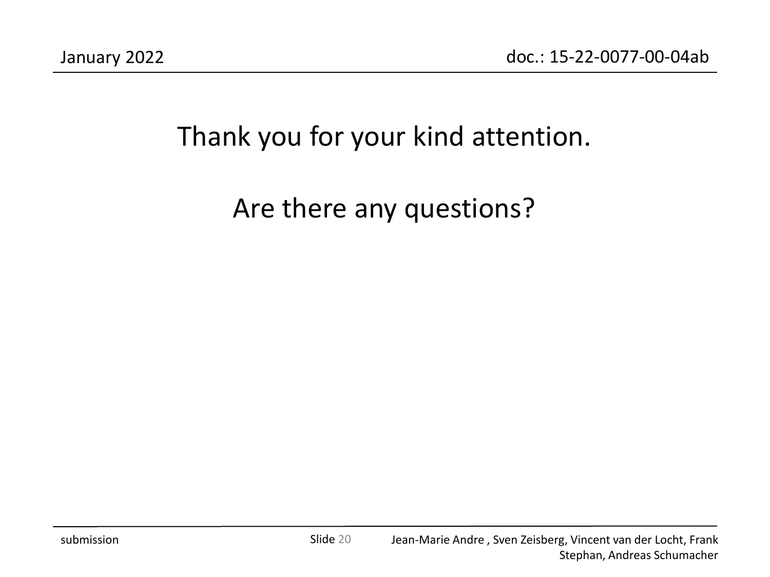Thank you for your kind attention.

Are there any questions?